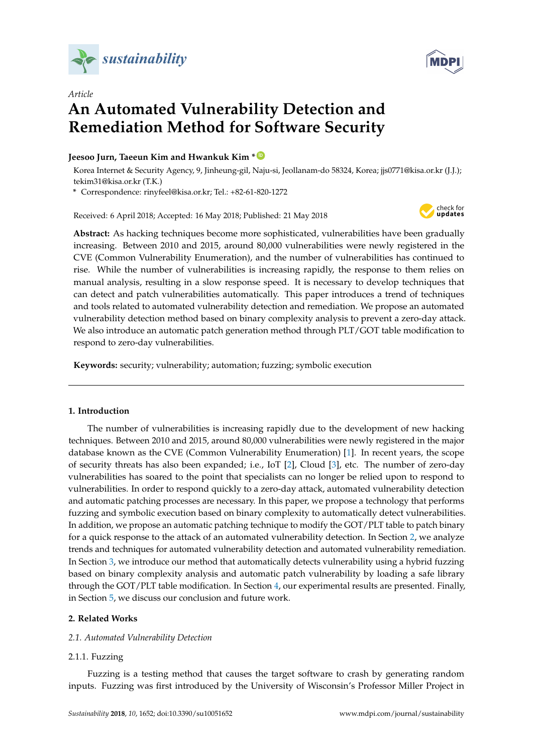*Article*

# An Automated Vulnerability Detection and Remediation Method for Software Security

**Jeesoo Jurn, Taeeun Kim and Hwankuk Kim ***

Korea Internet & Security Agency, 9, Jinheung-gil, Naju-si, Jeollanam-do 58324, Korea; jjs0771@kisa.or.kr (J.J.); tekim31@kisa.or.kr (T.K.)

* Correspondence: rinyfeel@kisa.or.kr; Tel.: +82-61-820-1272

Received: 6 April 2018; Accepted: 16 May 2018; Published: 21 May 2018

**Abstract:** As hacking techniques become more sophisticated, vulnerabilities have been gradually increasing. Between 2010 and 2015, around 80,000 vulnerabilities were newly registered in the CVE (Common Vulnerability Enumeration), and the number of vulnerabilities has continued to rise. While the number of vulnerabilities is increasing rapidly, the response to them relies on manual analysis, resulting in a slow response speed. It is necessary to develop techniques that can detect and patch vulnerabilities automatically. This paper introduces a trend of techniques and tools related to automated vulnerability detection and remediation. We propose an automated vulnerability detection method based on binary complexity analysis to prevent a zero-day attack. We also introduce an automatic patch generation method through PLT/GOT table modification to respond to zero-day vulnerabilities.

**Keywords:** security; vulnerability; automation; fuzzing; symbolic execution

## 1. Introduction

The number of vulnerabilities is increasing rapidly due to the development of new hacking techniques. Between 2010 and 2015, around 80,000 vulnerabilities were newly registered in the major database known as the CVE (Common Vulnerability Enumeration) [1]. In recent years, the scope of security threats has also been expanded; i.e., IoT [2], Cloud [3], etc. The number of zero-day vulnerabilities has soared to the point that specialists can no longer be relied upon to respond to vulnerabilities. In order to respond quickly to a zero-day attack, automated vulnerability detection and automatic patching processes are necessary. In this paper, we propose a technology that performs fuzzing and symbolic execution based on binary complexity to automatically detect vulnerabilities. In addition, we propose an automatic patching technique to modify the GOT/PLT table to patch binary for a quick response to the attack of an automated vulnerability detection. In Section 2, we analyze trends and techniques for automated vulnerability detection and automated vulnerability remediation. In Section 3, we introduce our method that automatically detects vulnerability using a hybrid fuzzing based on binary complexity analysis and automatic patch vulnerability by loading a safe library through the GOT/PLT table modification. In Section 4, our experimental results are presented. Finally, in Section 5, we discuss our conclusion and future work.

## 2. Related Works

### 2.1. Automated Vulnerability Detection

#### 2.1.1. Fuzzing

Fuzzing is a testing method that causes the target software to crash by generating random inputs. Fuzzing was first introduced by the University of Wisconsin's Professor Miller Project in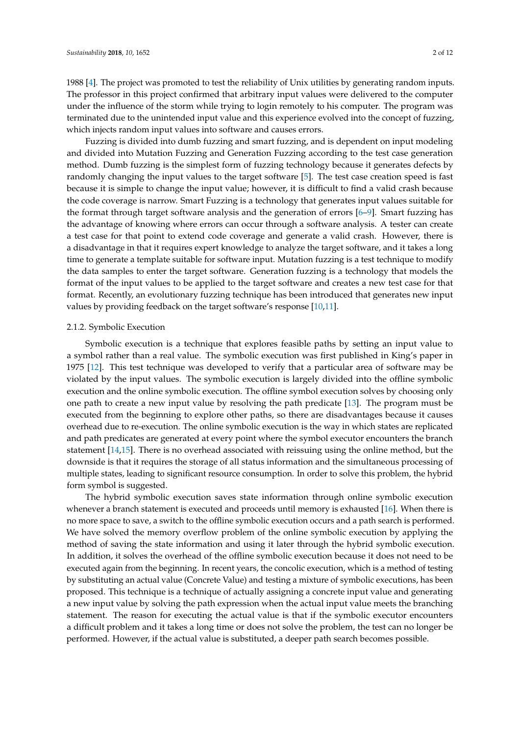1988 [4]. The project was promoted to test the reliability of Unix utilities by generating random inputs. The professor in this project confirmed that arbitrary input values were delivered to the computer under the influence of the storm while trying to login remotely to his computer. The program was terminated due to the unintended input value and this experience evolved into the concept of fuzzing, which injects random input values into software and causes errors.

Fuzzing is divided into dumb fuzzing and smart fuzzing, and is dependent on input modeling and divided into Mutation Fuzzing and Generation Fuzzing according to the test case generation method. Dumb fuzzing is the simplest form of fuzzing technology because it generates defects by randomly changing the input values to the target software [5]. The test case creation speed is fast because it is simple to change the input value; however, it is difficult to find a valid crash because the code coverage is narrow. Smart Fuzzing is a technology that generates input values suitable for the format through target software analysis and the generation of errors [6–9]. Smart fuzzing has the advantage of knowing where errors can occur through a software analysis. A tester can create a test case for that point to extend code coverage and generate a valid crash. However, there is a disadvantage in that it requires expert knowledge to analyze the target software, and it takes a long time to generate a template suitable for software input. Mutation fuzzing is a test technique to modify the data samples to enter the target software. Generation fuzzing is a technology that models the format of the input values to be applied to the target software and creates a new test case for that format. Recently, an evolutionary fuzzing technique has been introduced that generates new input values by providing feedback on the target software's response [10,11].

#### 2.1.2. Symbolic Execution

Symbolic execution is a technique that explores feasible paths by setting an input value to a symbol rather than a real value. The symbolic execution was first published in King's paper in 1975 [12]. This test technique was developed to verify that a particular area of software may be violated by the input values. The symbolic execution is largely divided into the offline symbolic execution and the online symbolic execution. The offline symbol execution solves by choosing only one path to create a new input value by resolving the path predicate [13]. The program must be executed from the beginning to explore other paths, so there are disadvantages because it causes overhead due to re-execution. The online symbolic execution is the way in which states are replicated and path predicates are generated at every point where the symbol executor encounters the branch statement [14,15]. There is no overhead associated with reissuing using the online method, but the downside is that it requires the storage of all status information and the simultaneous processing of multiple states, leading to significant resource consumption. In order to solve this problem, the hybrid form symbol is suggested.

The hybrid symbolic execution saves state information through online symbolic execution whenever a branch statement is executed and proceeds until memory is exhausted [16]. When there is no more space to save, a switch to the offline symbolic execution occurs and a path search is performed. We have solved the memory overflow problem of the online symbolic execution by applying the method of saving the state information and using it later through the hybrid symbolic execution. In addition, it solves the overhead of the offline symbolic execution because it does not need to be executed again from the beginning. In recent years, the concolic execution, which is a method of testing by substituting an actual value (Concrete Value) and testing a mixture of symbolic executions, has been proposed. This technique is a technique of actually assigning a concrete input value and generating a new input value by solving the path expression when the actual input value meets the branching statement. The reason for executing the actual value is that if the symbolic executor encounters a difficult problem and it takes a long time or does not solve the problem, the test can no longer be performed. However, if the actual value is substituted, a deeper path search becomes possible.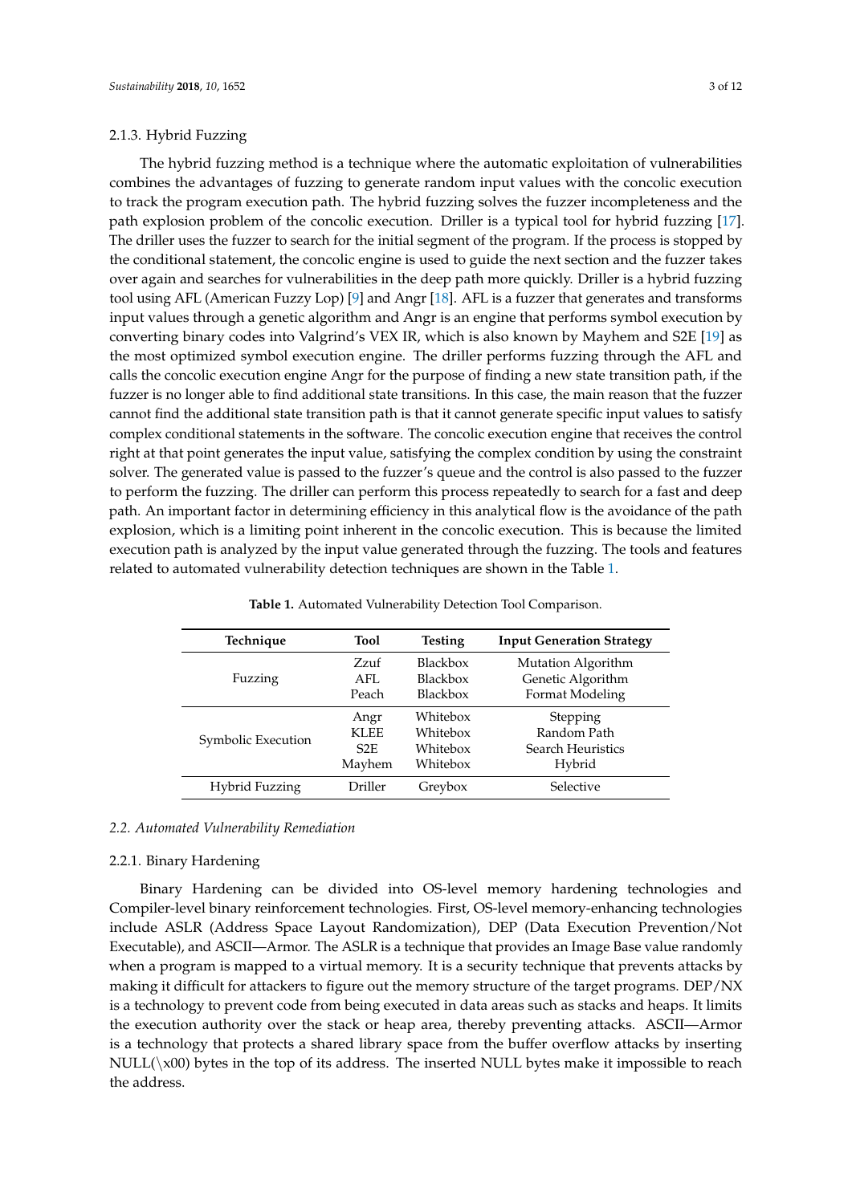#### 2.1.3. Hybrid Fuzzing

The hybrid fuzzing method is a technique where the automatic exploitation of vulnerabilities combines the advantages of fuzzing to generate random input values with the concolic execution to track the program execution path. The hybrid fuzzing solves the fuzzer incompleteness and the path explosion problem of the concolic execution. Driller is a typical tool for hybrid fuzzing [17]. The driller uses the fuzzer to search for the initial segment of the program. If the process is stopped by the conditional statement, the concolic engine is used to guide the next section and the fuzzer takes over again and searches for vulnerabilities in the deep path more quickly. Driller is a hybrid fuzzing tool using AFL (American Fuzzy Lop) [9] and Angr [18]. AFL is a fuzzer that generates and transforms input values through a genetic algorithm and Angr is an engine that performs symbol execution by converting binary codes into Valgrind's VEX IR, which is also known by Mayhem and S2E [19] as the most optimized symbol execution engine. The driller performs fuzzing through the AFL and calls the concolic execution engine Angr for the purpose of finding a new state transition path, if the fuzzer is no longer able to find additional state transitions. In this case, the main reason that the fuzzer cannot find the additional state transition path is that it cannot generate specific input values to satisfy complex conditional statements in the software. The concolic execution engine that receives the control right at that point generates the input value, satisfying the complex condition by using the constraint solver. The generated value is passed to the fuzzer's queue and the control is also passed to the fuzzer to perform the fuzzing. The driller can perform this process repeatedly to search for a fast and deep path. An important factor in determining efficiency in this analytical flow is the avoidance of the path explosion, which is a limiting point inherent in the concolic execution. This is because the limited execution path is analyzed by the input value generated through the fuzzing. The tools and features related to automated vulnerability detection techniques are shown in the Table 1.

**Table 1.** Automated Vulnerability Detection Tool Comparison.

| Technique | Tool | Testing | Input Generation Strategy |
|---|---|---|---|
| Fuzzing | Zzuf | Blackbox | Mutation Algorithm |
| | AFL | Blackbox | Genetic Algorithm |
| | Peach | Blackbox | Format Modeling |
| Symbolic Execution | Angr | Whitebox | Stepping |
| | KLEE | Whitebox | Random Path |
| | S2E | Whitebox | Search Heuristics |
| | Mayhem | Whitebox | Hybrid |
| Hybrid Fuzzing | Driller | Greybox | Selective |

### *2.2. Automated Vulnerability Remediation*

#### 2.2.1. Binary Hardening

Binary Hardening can be divided into OS-level memory hardening technologies and Compiler-level binary reinforcement technologies. First, OS-level memory-enhancing technologies include ASLR (Address Space Layout Randomization), DEP (Data Execution Prevention/Not Executable), and ASCII—Armor. The ASLR is a technique that provides an Image Base value randomly when a program is mapped to a virtual memory. It is a security technique that prevents attacks by making it difficult for attackers to figure out the memory structure of the target programs. DEP/NX is a technology to prevent code from being executed in data areas such as stacks and heaps. It limits the execution authority over the stack or heap area, thereby preventing attacks. ASCII—Armor is a technology that protects a shared library space from the buffer overflow attacks by inserting NULL(\x00) bytes in the top of its address. The inserted NULL bytes make it impossible to reach the address.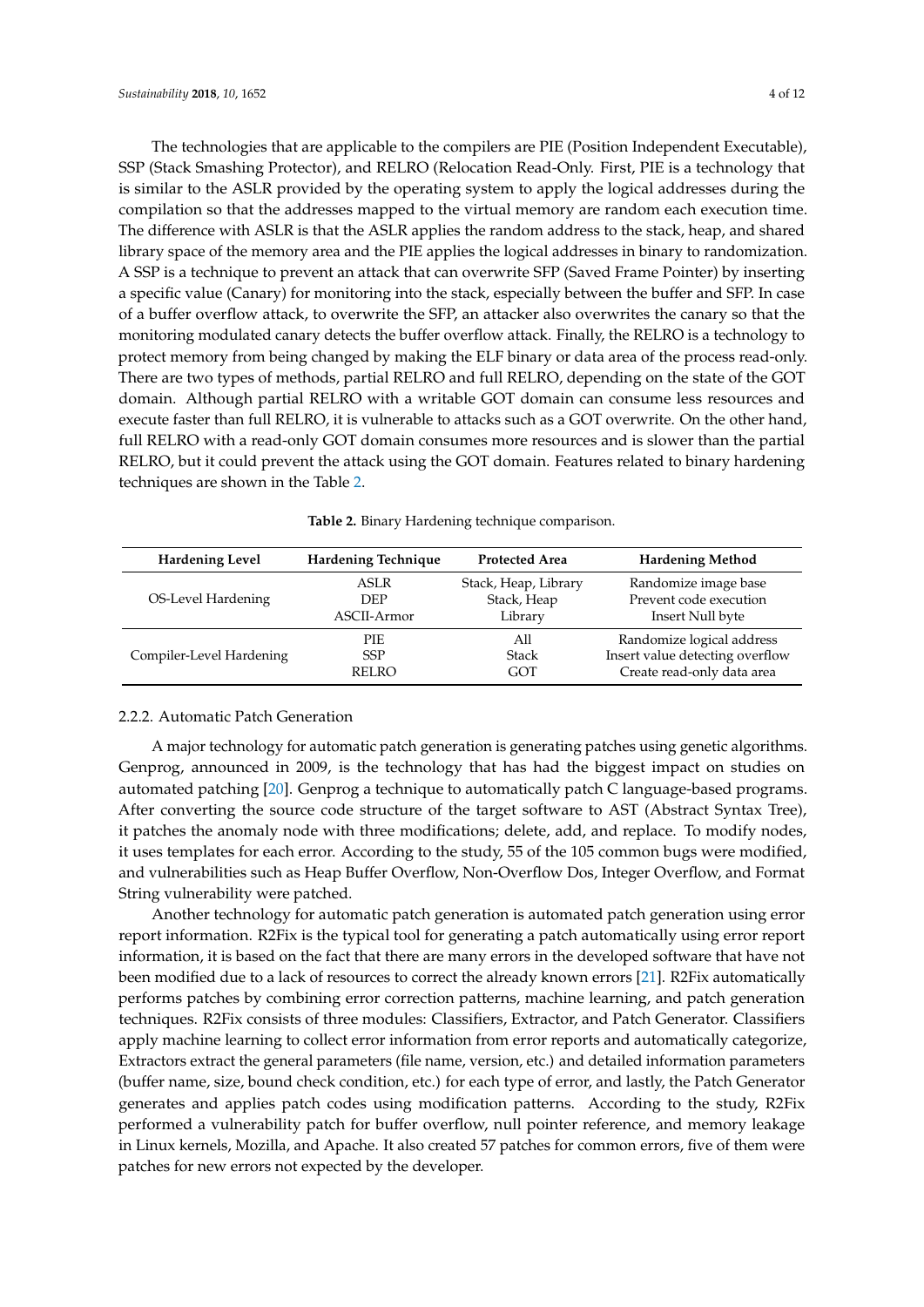The technologies that are applicable to the compilers are PIE (Position Independent Executable), SSP (Stack Smashing Protector), and RELRO (Relocation Read-Only. First, PIE is a technology that is similar to the ASLR provided by the operating system to apply the logical addresses during the compilation so that the addresses mapped to the virtual memory are random each execution time. The difference with ASLR is that the ASLR applies the random address to the stack, heap, and shared library space of the memory area and the PIE applies the logical addresses in binary to randomization. A SSP is a technique to prevent an attack that can overwrite SFP (Saved Frame Pointer) by inserting a specific value (Canary) for monitoring into the stack, especially between the buffer and SFP. In case of a buffer overflow attack, to overwrite the SFP, an attacker also overwrites the canary so that the monitoring modulated canary detects the buffer overflow attack. Finally, the RELRO is a technology to protect memory from being changed by making the ELF binary or data area of the process read-only. There are two types of methods, partial RELRO and full RELRO, depending on the state of the GOT domain. Although partial RELRO with a writable GOT domain can consume less resources and execute faster than full RELRO, it is vulnerable to attacks such as a GOT overwrite. On the other hand, full RELRO with a read-only GOT domain consumes more resources and is slower than the partial RELRO, but it could prevent the attack using the GOT domain. Features related to binary hardening techniques are shown in the Table 2.

**Table 2.** Binary Hardening technique comparison.

| Hardening Level | Hardening Technique | Protected Area | Hardening Method |
|---|---|---|---|
| OS-Level Hardening | ASLR | Stack, Heap, Library | Randomize image base |
| | DEP | Stack, Heap | Prevent code execution |
| | ASCII-Armor | Library | Insert Null byte |
| Compiler-Level Hardening | PIE | All | Randomize logical address |
| | SSP | Stack | Insert value detecting overflow |
| | RELRO | GOT | Create read-only data area |

#### 2.2.2. Automatic Patch Generation

A major technology for automatic patch generation is generating patches using genetic algorithms. Genprog, announced in 2009, is the technology that has had the biggest impact on studies on automated patching [20]. Genprog a technique to automatically patch C language-based programs. After converting the source code structure of the target software to AST (Abstract Syntax Tree), it patches the anomaly node with three modifications; delete, add, and replace. To modify nodes, it uses templates for each error. According to the study, 55 of the 105 common bugs were modified, and vulnerabilities such as Heap Buffer Overflow, Non-Overflow Dos, Integer Overflow, and Format String vulnerability were patched.

Another technology for automatic patch generation is automated patch generation using error report information. R2Fix is the typical tool for generating a patch automatically using error report information, it is based on the fact that there are many errors in the developed software that have not been modified due to a lack of resources to correct the already known errors [21]. R2Fix automatically performs patches by combining error correction patterns, machine learning, and patch generation techniques. R2Fix consists of three modules: Classifiers, Extractor, and Patch Generator. Classifiers apply machine learning to collect error information from error reports and automatically categorize, Extractors extract the general parameters (file name, version, etc.) and detailed information parameters (buffer name, size, bound check condition, etc.) for each type of error, and lastly, the Patch Generator generates and applies patch codes using modification patterns. According to the study, R2Fix performed a vulnerability patch for buffer overflow, null pointer reference, and memory leakage in Linux kernels, Mozilla, and Apache. It also created 57 patches for common errors, five of them were patches for new errors not expected by the developer.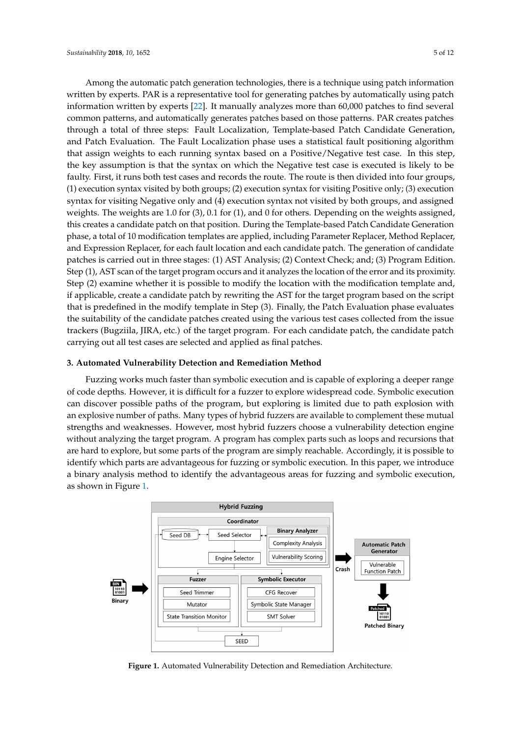Among the automatic patch generation technologies, there is a technique using patch information written by experts. PAR is a representative tool for generating patches by automatically using patch information written by experts [22]. It manually analyzes more than 60,000 patches to find several common patterns, and automatically generates patches based on those patterns. PAR creates patches through a total of three steps: Fault Localization, Template-based Patch Candidate Generation, and Patch Evaluation. The Fault Localization phase uses a statistical fault positioning algorithm that assign weights to each running syntax based on a Positive/Negative test case. In this step, the key assumption is that the syntax on which the Negative test case is executed is likely to be faulty. First, it runs both test cases and records the route. The route is then divided into four groups, (1) execution syntax visited by both groups; (2) execution syntax for visiting Positive only; (3) execution syntax for visiting Negative only and (4) execution syntax not visited by both groups, and assigned weights. The weights are 1.0 for (3), 0.1 for (1), and 0 for others. Depending on the weights assigned, this creates a candidate patch on that position. During the Template-based Patch Candidate Generation phase, a total of 10 modification templates are applied, including Parameter Replacer, Method Replacer, and Expression Replacer, for each fault location and each candidate patch. The generation of candidate patches is carried out in three stages: (1) AST Analysis; (2) Context Check; and; (3) Program Edition. Step (1), AST scan of the target program occurs and it analyzes the location of the error and its proximity. Step (2) examine whether it is possible to modify the location with the modification template and, if applicable, create a candidate patch by rewriting the AST for the target program based on the script that is predefined in the modify template in Step (3). Finally, the Patch Evaluation phase evaluates the suitability of the candidate patches created using the various test cases collected from the issue trackers (Bugziila, JIRA, etc.) of the target program. For each candidate patch, the candidate patch carrying out all test cases are selected and applied as final patches.

## 3. Automated Vulnerability Detection and Remediation Method

Fuzzing works much faster than symbolic execution and is capable of exploring a deeper range of code depths. However, it is difficult for a fuzzer to explore widespread code. Symbolic execution can discover possible paths of the program, but exploring is limited due to path explosion with an explosive number of paths. Many types of hybrid fuzzers are available to complement these mutual strengths and weaknesses. However, most hybrid fuzzers choose a vulnerability detection engine without analyzing the target program. A program has complex parts such as loops and recursions that are hard to explore, but some parts of the program are simply reachable. Accordingly, it is possible to identify which parts are advantageous for fuzzing or symbolic execution. In this paper, we introduce a binary analysis method to identify the advantageous areas for fuzzing and symbolic execution, as shown in Figure 1.

**Figure 1.** Automated Vulnerability Detection and Remediation Architecture.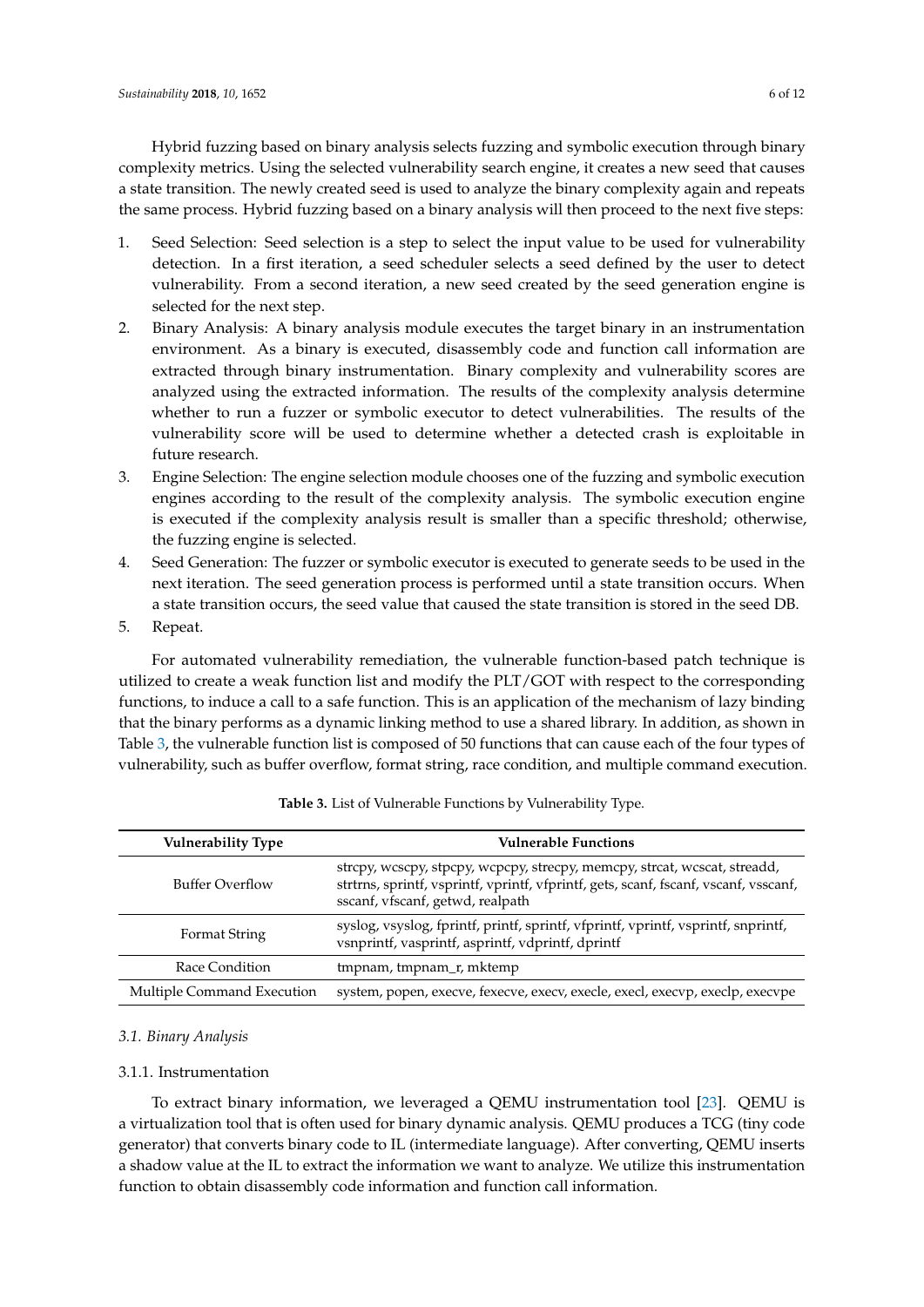Hybrid fuzzing based on binary analysis selects fuzzing and symbolic execution through binary complexity metrics. Using the selected vulnerability search engine, it creates a new seed that causes a state transition. The newly created seed is used to analyze the binary complexity again and repeats the same process. Hybrid fuzzing based on a binary analysis will then proceed to the next five steps:

1. Seed Selection: Seed selection is a step to select the input value to be used for vulnerability detection. In a first iteration, a seed scheduler selects a seed defined by the user to detect vulnerability. From a second iteration, a new seed created by the seed generation engine is selected for the next step.
2. Binary Analysis: A binary analysis module executes the target binary in an instrumentation environment. As a binary is executed, disassembly code and function call information are extracted through binary instrumentation. Binary complexity and vulnerability scores are analyzed using the extracted information. The results of the complexity analysis determine whether to run a fuzzer or symbolic executor to detect vulnerabilities. The results of the vulnerability score will be used to determine whether a detected crash is exploitable in future research.
3. Engine Selection: The engine selection module chooses one of the fuzzing and symbolic execution engines according to the result of the complexity analysis. The symbolic execution engine is executed if the complexity analysis result is smaller than a specific threshold; otherwise, the fuzzing engine is selected.
4. Seed Generation: The fuzzer or symbolic executor is executed to generate seeds to be used in the next iteration. The seed generation process is performed until a state transition occurs. When a state transition occurs, the seed value that caused the state transition is stored in the seed DB.
5. Repeat.

For automated vulnerability remediation, the vulnerable function-based patch technique is utilized to create a weak function list and modify the PLT/GOT with respect to the corresponding functions, to induce a call to a safe function. This is an application of the mechanism of lazy binding that the binary performs as a dynamic linking method to use a shared library. In addition, as shown in Table 3, the vulnerable function list is composed of 50 functions that can cause each of the four types of vulnerability, such as buffer overflow, format string, race condition, and multiple command execution.

**Table 3.** List of Vulnerable Functions by Vulnerability Type.

| Vulnerability Type | Vulnerable Functions |
| --- | --- |
| Buffer Overflow | strcpy, wcscpy, stpcpy, wcpcpy, strecpy, memcpy, strcat, wcscat, streadd, strtrns, sprintf, vsprintf, vprintf, vfprintf, gets, scanf, fscanf, vscanf, vsscanf, sscanf, vfscanf, getwd, realpath |
| Format String | syslog, vsyslog, fprintf, printf, sprintf, vfprintf, vprintf, vsprintf, snprintf, vsnprintf, vasprintf, asprintf, vdprintf, dprintf |
| Race Condition | tmpnam, tmpnam_r, mktemp |
| Multiple Command Execution | system, popen, execve, fexecve, execv, execle, execl, execvp, execlp, execvpe |

### 3.1. Binary Analysis

#### 3.1.1. Instrumentation

To extract binary information, we leveraged a QEMU instrumentation tool [23]. QEMU is a virtualization tool that is often used for binary dynamic analysis. QEMU produces a TCG (tiny code generator) that converts binary code to IL (intermediate language). After converting, QEMU inserts a shadow value at the IL to extract the information we want to analyze. We utilize this instrumentation function to obtain disassembly code information and function call information.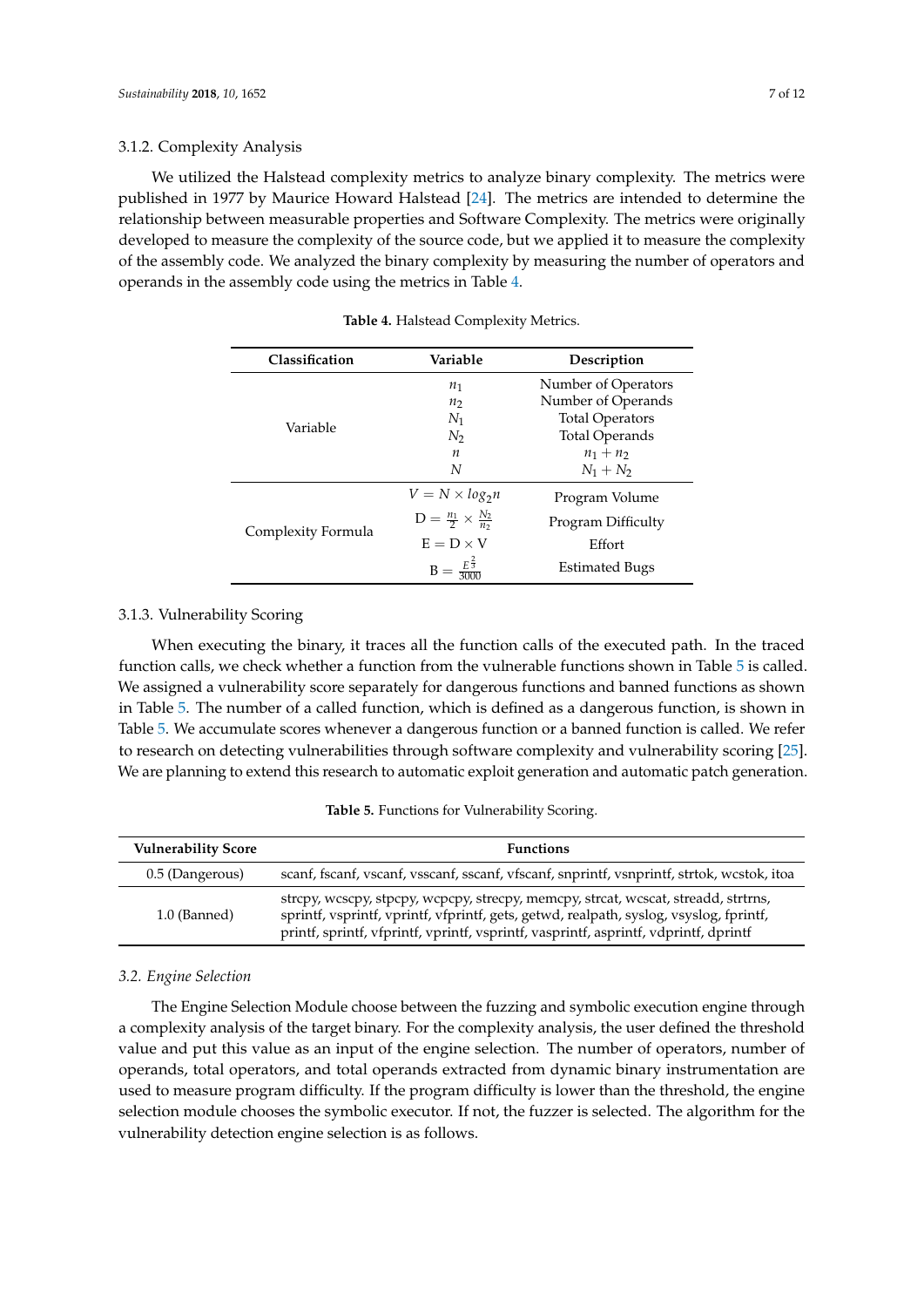#### 3.1.2. Complexity Analysis

We utilized the Halstead complexity metrics to analyze binary complexity. The metrics were published in 1977 by Maurice Howard Halstead [24]. The metrics are intended to determine the relationship between measurable properties and Software Complexity. The metrics were originally developed to measure the complexity of the source code, but we applied it to measure the complexity of the assembly code. We analyzed the binary complexity by measuring the number of operators and operands in the assembly code using the metrics in Table 4.

**Table 4.** Halstead Complexity Metrics.

| Classification | Variable | Description |
|---|---|---|
| Variable | $n_1$ | Number of Operators |
| | $n_2$ | Number of Operands |
| | $N_1$ | Total Operators |
| | $N_2$ | Total Operands |
| | $n$ | $n_1 + n_2$ |
| | $N$ | $N_1 + N_2$ |
| Complexity Formula | $V = N \times log_2 n$ | Program Volume |
| | $\mathrm{D} = \frac{n_1}{2} \times \frac{N_2}{n_2}$ | Program Difficulty |
| | $\mathrm{E} = \mathrm{D} \times \mathrm{V}$ | Effort |
| | $\mathrm{B} = \frac{E^{\frac{2}{3}}}{3000}$ | Estimated Bugs |

#### 3.1.3. Vulnerability Scoring

When executing the binary, it traces all the function calls of the executed path. In the traced function calls, we check whether a function from the vulnerable functions shown in Table 5 is called. We assigned a vulnerability score separately for dangerous functions and banned functions as shown in Table 5. The number of a called function, which is defined as a dangerous function, is shown in Table 5. We accumulate scores whenever a dangerous function or a banned function is called. We refer to research on detecting vulnerabilities through software complexity and vulnerability scoring [25]. We are planning to extend this research to automatic exploit generation and automatic patch generation.

**Table 5.** Functions for Vulnerability Scoring.

| Vulnerability Score | Functions |
|---|---|
| 0.5 (Dangerous) | scanf, fscanf, vscanf, vsscanf, sscanf, vfscanf, snprintf, vsnprintf, strtok, wcstok, itoa |
| 1.0 (Banned) | strcpy, wcscpy, stpcpy, wcpcpy, strecpy, memcpy, strcat, wcscat, streadd, strtrns, sprintf, vsprintf, vprintf, vfprintf, gets, getwd, realpath, syslog, vsyslog, fprintf, printf, sprintf, vfprintf, vprintf, vsprintf, vasprintf, asprintf, vdprintf, dprintf |

### 3.2. Engine Selection

The Engine Selection Module choose between the fuzzing and symbolic execution engine through a complexity analysis of the target binary. For the complexity analysis, the user defined the threshold value and put this value as an input of the engine selection. The number of operators, number of operands, total operators, and total operands extracted from dynamic binary instrumentation are used to measure program difficulty. If the program difficulty is lower than the threshold, the engine selection module chooses the symbolic executor. If not, the fuzzer is selected. The algorithm for the vulnerability detection engine selection is as follows.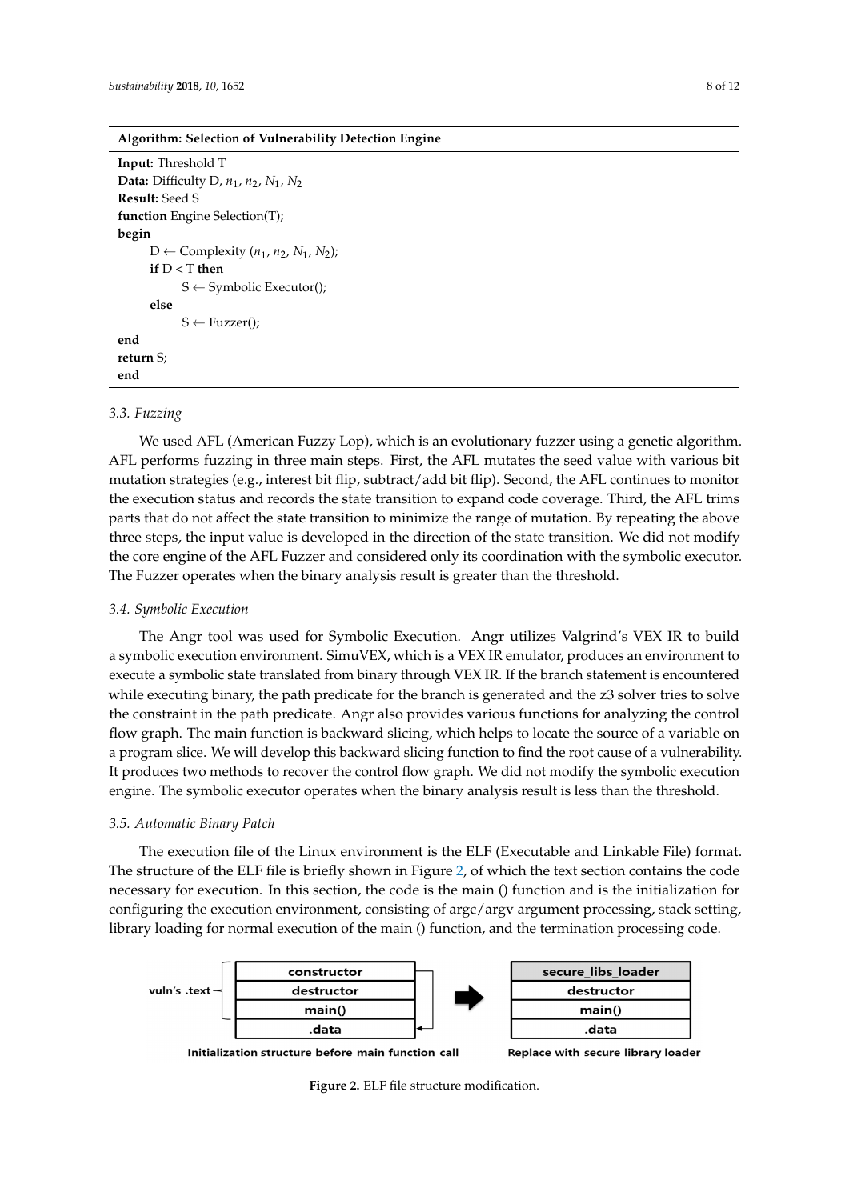**Algorithm: Selection of Vulnerability Detection Engine**

```
Input: Threshold T
Data: Difficulty D, n1, n2, N1, N2
Result: Seed S
function Engine Selection(T);
begin
    D ← Complexity (n1, n2, N1, N2);
    if D < T then
        S ← Symbolic Executor();
    else
        S ← Fuzzer();
end
return S;
end
```

### 3.3. Fuzzing

We used AFL (American Fuzzy Lop), which is an evolutionary fuzzer using a genetic algorithm. AFL performs fuzzing in three main steps. First, the AFL mutates the seed value with various bit mutation strategies (e.g., interest bit flip, subtract/add bit flip). Second, the AFL continues to monitor the execution status and records the state transition to expand code coverage. Third, the AFL trims parts that do not affect the state transition to minimize the range of mutation. By repeating the above three steps, the input value is developed in the direction of the state transition. We did not modify the core engine of the AFL Fuzzer and considered only its coordination with the symbolic executor. The Fuzzer operates when the binary analysis result is greater than the threshold.

### 3.4. Symbolic Execution

The Angr tool was used for Symbolic Execution. Angr utilizes Valgrind's VEX IR to build a symbolic execution environment. SimuVEX, which is a VEX IR emulator, produces an environment to execute a symbolic state translated from binary through VEX IR. If the branch statement is encountered while executing binary, the path predicate for the branch is generated and the z3 solver tries to solve the constraint in the path predicate. Angr also provides various functions for analyzing the control flow graph. The main function is backward slicing, which helps to locate the source of a variable on a program slice. We will develop this backward slicing function to find the root cause of a vulnerability. It produces two methods to recover the control flow graph. We did not modify the symbolic execution engine. The symbolic executor operates when the binary analysis result is less than the threshold.

### 3.5. Automatic Binary Patch

The execution file of the Linux environment is the ELF (Executable and Linkable File) format. The structure of the ELF file is briefly shown in Figure 2, of which the text section contains the code necessary for execution. In this section, the code is the main () function and is the initialization for configuring the execution environment, consisting of argc/argv argument processing, stack setting, library loading for normal execution of the main () function, and the termination processing code.

| vuln's .text | Initialization structure before main function call | → | Replace with secure library loader |
|---|---|---|---|
| | constructor | | secure_libs_loader |
| | destructor | | destructor |
| | main() | | main() |
| | .data | | .data |

**Figure 2.** ELF file structure modification.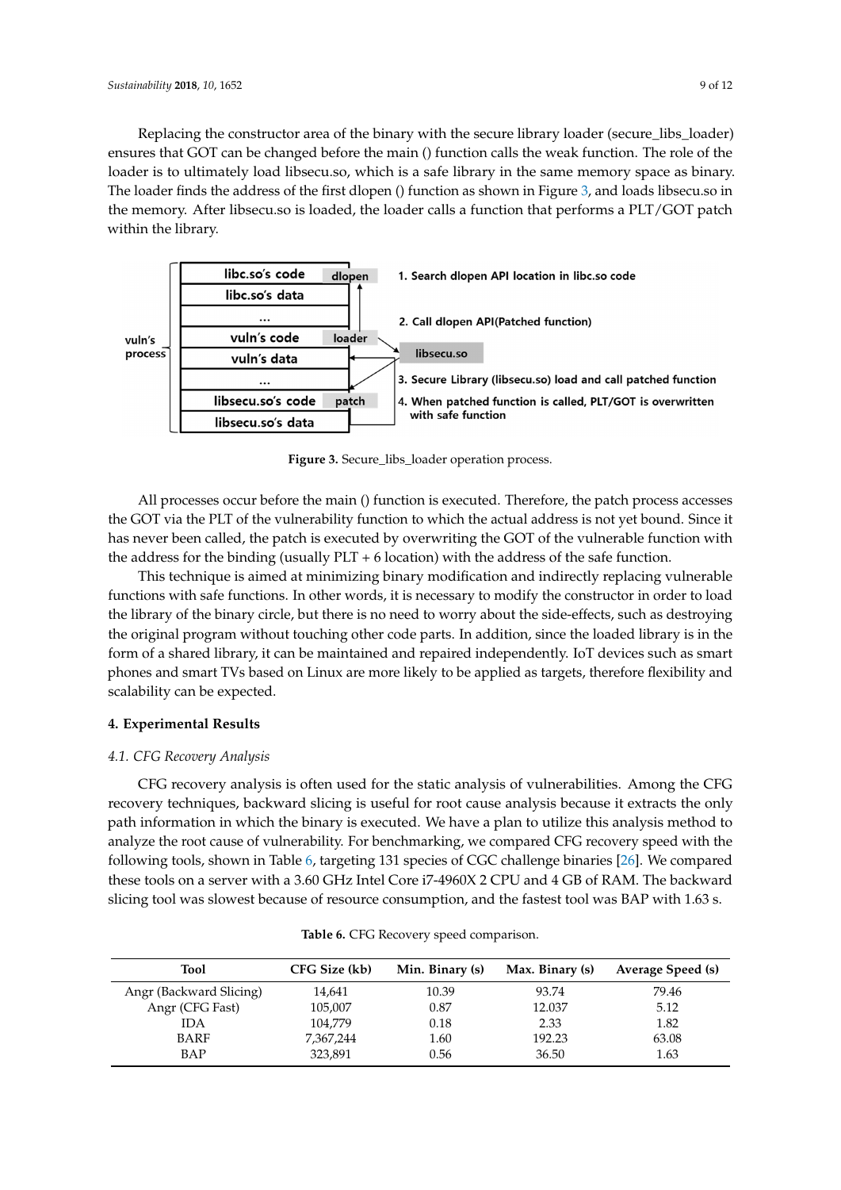Replacing the constructor area of the binary with the secure library loader (secure_libs_loader) ensures that GOT can be changed before the main () function calls the weak function. The role of the loader is to ultimately load libsecu.so, which is a safe library in the same memory space as binary. The loader finds the address of the first dlopen () function as shown in Figure 3, and loads libsecu.so in the memory. After libsecu.so is loaded, the loader calls a function that performs a PLT/GOT patch within the library.

**Figure 3.** Secure_libs_loader operation process.

All processes occur before the main () function is executed. Therefore, the patch process accesses the GOT via the PLT of the vulnerability function to which the actual address is not yet bound. Since it has never been called, the patch is executed by overwriting the GOT of the vulnerable function with the address for the binding (usually PLT + 6 location) with the address of the safe function.

This technique is aimed at minimizing binary modification and indirectly replacing vulnerable functions with safe functions. In other words, it is necessary to modify the constructor in order to load the library of the binary circle, but there is no need to worry about the side-effects, such as destroying the original program without touching other code parts. In addition, since the loaded library is in the form of a shared library, it can be maintained and repaired independently. IoT devices such as smart phones and smart TVs based on Linux are more likely to be applied as targets, therefore flexibility and scalability can be expected.

## 4. Experimental Results

### *4.1. CFG Recovery Analysis*

CFG recovery analysis is often used for the static analysis of vulnerabilities. Among the CFG recovery techniques, backward slicing is useful for root cause analysis because it extracts the only path information in which the binary is executed. We have a plan to utilize this analysis method to analyze the root cause of vulnerability. For benchmarking, we compared CFG recovery speed with the following tools, shown in Table 6, targeting 131 species of CGC challenge binaries [26]. We compared these tools on a server with a 3.60 GHz Intel Core i7-4960X 2 CPU and 4 GB of RAM. The backward slicing tool was slowest because of resource consumption, and the fastest tool was BAP with 1.63 s.

**Table 6.** CFG Recovery speed comparison.

| Tool | CFG Size (kb) | Min. Binary (s) | Max. Binary (s) | Average Speed (s) |
|---|---|---|---|---|
| Angr (Backward Slicing) | 14,641 | 10.39 | 93.74 | 79.46 |
| Angr (CFG Fast) | 105,007 | 0.87 | 12.037 | 5.12 |
| IDA | 104,779 | 0.18 | 2.33 | 1.82 |
| BARF | 7,367,244 | 1.60 | 192.23 | 63.08 |
| BAP | 323,891 | 0.56 | 36.50 | 1.63 |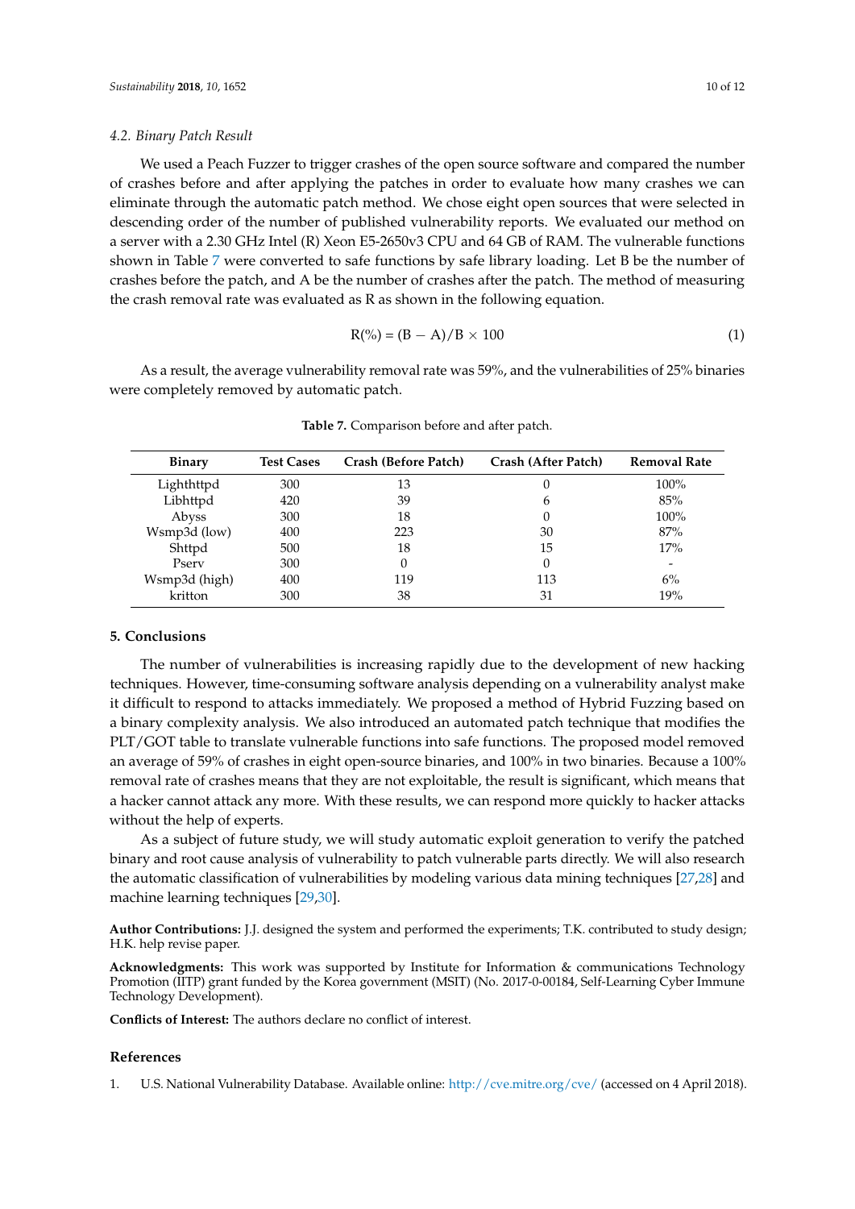### 4.2. Binary Patch Result

We used a Peach Fuzzer to trigger crashes of the open source software and compared the number of crashes before and after applying the patches in order to evaluate how many crashes we can eliminate through the automatic patch method. We chose eight open sources that were selected in descending order of the number of published vulnerability reports. We evaluated our method on a server with a 2.30 GHz Intel (R) Xeon E5-2650v3 CPU and 64 GB of RAM. The vulnerable functions shown in Table 7 were converted to safe functions by safe library loading. Let B be the number of crashes before the patch, and A be the number of crashes after the patch. The method of measuring the crash removal rate was evaluated as R as shown in the following equation.

$$R(\%) = (B - A)/B \times 100 \tag{1}$$

As a result, the average vulnerability removal rate was 59%, and the vulnerabilities of 25% binaries were completely removed by automatic patch.

**Table 7.** Comparison before and after patch.

| Binary | Test Cases | Crash (Before Patch) | Crash (After Patch) | Removal Rate |
|---|---|---|---|---|
| Lighthttpd | 300 | 13 | 0 | 100% |
| Libhttpd | 420 | 39 | 6 | 85% |
| Abyss | 300 | 18 | 0 | 100% |
| Wsmp3d (low) | 400 | 223 | 30 | 87% |
| Shttpd | 500 | 18 | 15 | 17% |
| Pserv | 300 | 0 | 0 | - |
| Wsmp3d (high) | 400 | 119 | 113 | 6% |
| kritton | 300 | 38 | 31 | 19% |

## 5. Conclusions

The number of vulnerabilities is increasing rapidly due to the development of new hacking techniques. However, time-consuming software analysis depending on a vulnerability analyst make it difficult to respond to attacks immediately. We proposed a method of Hybrid Fuzzing based on a binary complexity analysis. We also introduced an automated patch technique that modifies the PLT/GOT table to translate vulnerable functions into safe functions. The proposed model removed an average of 59% of crashes in eight open-source binaries, and 100% in two binaries. Because a 100% removal rate of crashes means that they are not exploitable, the result is significant, which means that a hacker cannot attack any more. With these results, we can respond more quickly to hacker attacks without the help of experts.

As a subject of future study, we will study automatic exploit generation to verify the patched binary and root cause analysis of vulnerability to patch vulnerable parts directly. We will also research the automatic classification of vulnerabilities by modeling various data mining techniques [27,28] and machine learning techniques [29,30].

**Author Contributions:** J.J. designed the system and performed the experiments; T.K. contributed to study design; H.K. help revise paper.

**Acknowledgments:** This work was supported by Institute for Information & communications Technology Promotion (IITP) grant funded by the Korea government (MSIT) (No. 2017-0-00184, Self-Learning Cyber Immune Technology Development).

**Conflicts of Interest:** The authors declare no conflict of interest.

## References

1. U.S. National Vulnerability Database. Available online: http://cve.mitre.org/cve/ (accessed on 4 April 2018).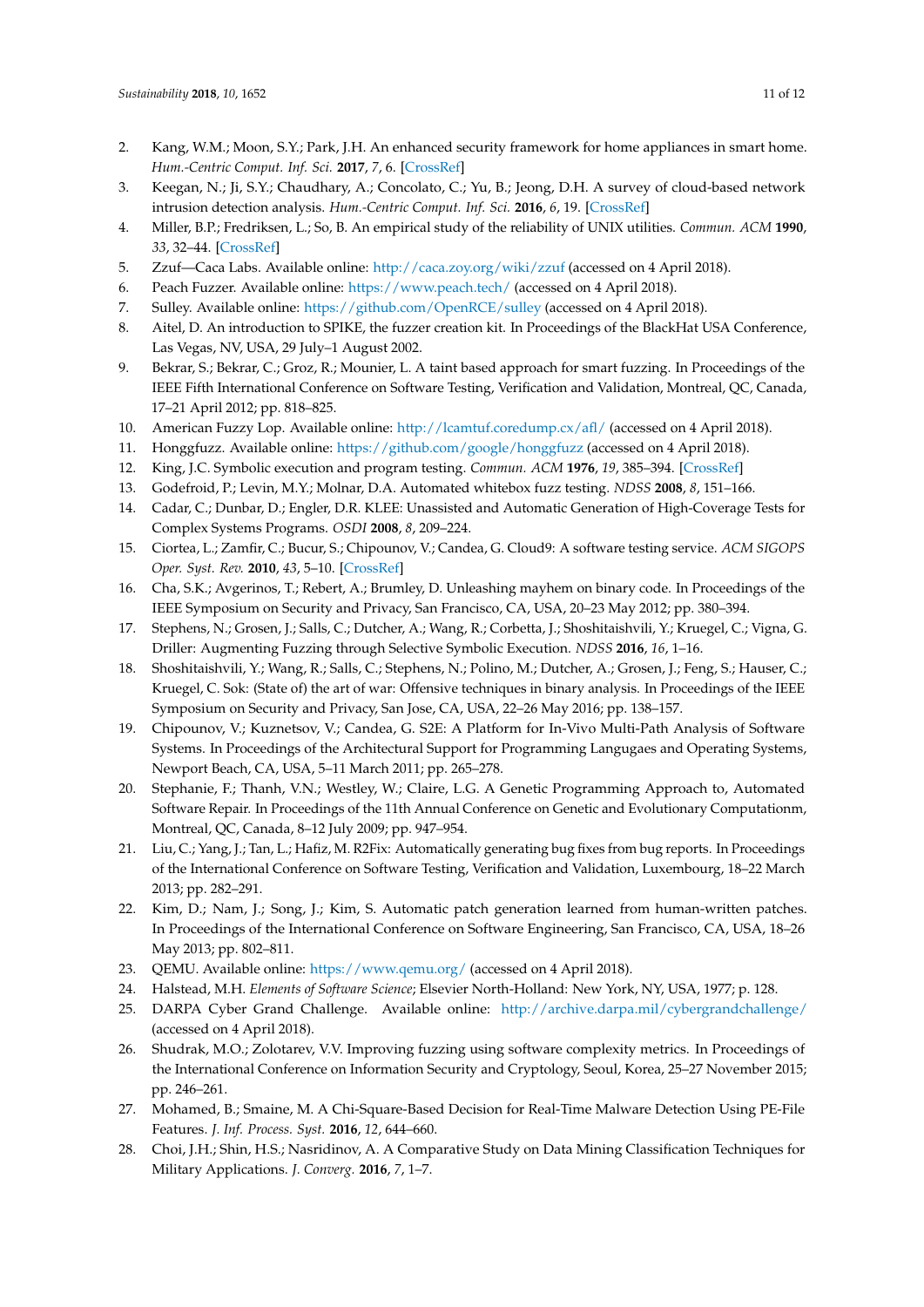2. Kang, W.M.; Moon, S.Y.; Park, J.H. An enhanced security framework for home appliances in smart home. *Hum.-Centric Comput. Inf. Sci.* **2017**, *7*, 6. [CrossRef]
3. Keegan, N.; Ji, S.Y.; Chaudhary, A.; Concolato, C.; Yu, B.; Jeong, D.H. A survey of cloud-based network intrusion detection analysis. *Hum.-Centric Comput. Inf. Sci.* **2016**, *6*, 19. [CrossRef]
4. Miller, B.P.; Fredriksen, L.; So, B. An empirical study of the reliability of UNIX utilities. *Commun. ACM* **1990**, *33*, 32–44. [CrossRef]
5. Zzuf—Caca Labs. Available online: http://caca.zoy.org/wiki/zzuf (accessed on 4 April 2018).
6. Peach Fuzzer. Available online: https://www.peach.tech/ (accessed on 4 April 2018).
7. Sulley. Available online: https://github.com/OpenRCE/sulley (accessed on 4 April 2018).
8. Aitel, D. An introduction to SPIKE, the fuzzer creation kit. In Proceedings of the BlackHat USA Conference, Las Vegas, NV, USA, 29 July–1 August 2002.
9. Bekrar, S.; Bekrar, C.; Groz, R.; Mounier, L. A taint based approach for smart fuzzing. In Proceedings of the IEEE Fifth International Conference on Software Testing, Verification and Validation, Montreal, QC, Canada, 17–21 April 2012; pp. 818–825.
10. American Fuzzy Lop. Available online: http://lcamtuf.coredump.cx/afl/ (accessed on 4 April 2018).
11. Honggfuzz. Available online: https://github.com/google/honggfuzz (accessed on 4 April 2018).
12. King, J.C. Symbolic execution and program testing. *Commun. ACM* **1976**, *19*, 385–394. [CrossRef]
13. Godefroid, P.; Levin, M.Y.; Molnar, D.A. Automated whitebox fuzz testing. *NDSS* **2008**, *8*, 151–166.
14. Cadar, C.; Dunbar, D.; Engler, D.R. KLEE: Unassisted and Automatic Generation of High-Coverage Tests for Complex Systems Programs. *OSDI* **2008**, *8*, 209–224.
15. Ciortea, L.; Zamfir, C.; Bucur, S.; Chipounov, V.; Candea, G. Cloud9: A software testing service. *ACM SIGOPS Oper. Syst. Rev.* **2010**, *43*, 5–10. [CrossRef]
16. Cha, S.K.; Avgerinos, T.; Rebert, A.; Brumley, D. Unleashing mayhem on binary code. In Proceedings of the IEEE Symposium on Security and Privacy, San Francisco, CA, USA, 20–23 May 2012; pp. 380–394.
17. Stephens, N.; Grosen, J.; Salls, C.; Dutcher, A.; Wang, R.; Corbetta, J.; Shoshitaishvili, Y.; Kruegel, C.; Vigna, G. Driller: Augmenting Fuzzing through Selective Symbolic Execution. *NDSS* **2016**, *16*, 1–16.
18. Shoshitaishvili, Y.; Wang, R.; Salls, C.; Stephens, N.; Polino, M.; Dutcher, A.; Grosen, J.; Feng, S.; Hauser, C.; Kruegel, C. Sok: (State of) the art of war: Offensive techniques in binary analysis. In Proceedings of the IEEE Symposium on Security and Privacy, San Jose, CA, USA, 22–26 May 2016; pp. 138–157.
19. Chipounov, V.; Kuznetsov, V.; Candea, G. S2E: A Platform for In-Vivo Multi-Path Analysis of Software Systems. In Proceedings of the Architectural Support for Programming Langugaes and Operating Systems, Newport Beach, CA, USA, 5–11 March 2011; pp. 265–278.
20. Stephanie, F.; Thanh, V.N.; Westley, W.; Claire, L.G. A Genetic Programming Approach to, Automated Software Repair. In Proceedings of the 11th Annual Conference on Genetic and Evolutionary Computationm, Montreal, QC, Canada, 8–12 July 2009; pp. 947–954.
21. Liu, C.; Yang, J.; Tan, L.; Hafiz, M. R2Fix: Automatically generating bug fixes from bug reports. In Proceedings of the International Conference on Software Testing, Verification and Validation, Luxembourg, 18–22 March 2013; pp. 282–291.
22. Kim, D.; Nam, J.; Song, J.; Kim, S. Automatic patch generation learned from human-written patches. In Proceedings of the International Conference on Software Engineering, San Francisco, CA, USA, 18–26 May 2013; pp. 802–811.
23. QEMU. Available online: https://www.qemu.org/ (accessed on 4 April 2018).
24. Halstead, M.H. *Elements of Software Science*; Elsevier North-Holland: New York, NY, USA, 1977; p. 128.
25. DARPA Cyber Grand Challenge. Available online: http://archive.darpa.mil/cybergrandchallenge/ (accessed on 4 April 2018).
26. Shudrak, M.O.; Zolotarev, V.V. Improving fuzzing using software complexity metrics. In Proceedings of the International Conference on Information Security and Cryptology, Seoul, Korea, 25–27 November 2015; pp. 246–261.
27. Mohamed, B.; Smaine, M. A Chi-Square-Based Decision for Real-Time Malware Detection Using PE-File Features. *J. Inf. Process. Syst.* **2016**, *12*, 644–660.
28. Choi, J.H.; Shin, H.S.; Nasridinov, A. A Comparative Study on Data Mining Classification Techniques for Military Applications. *J. Converg.* **2016**, *7*, 1–7.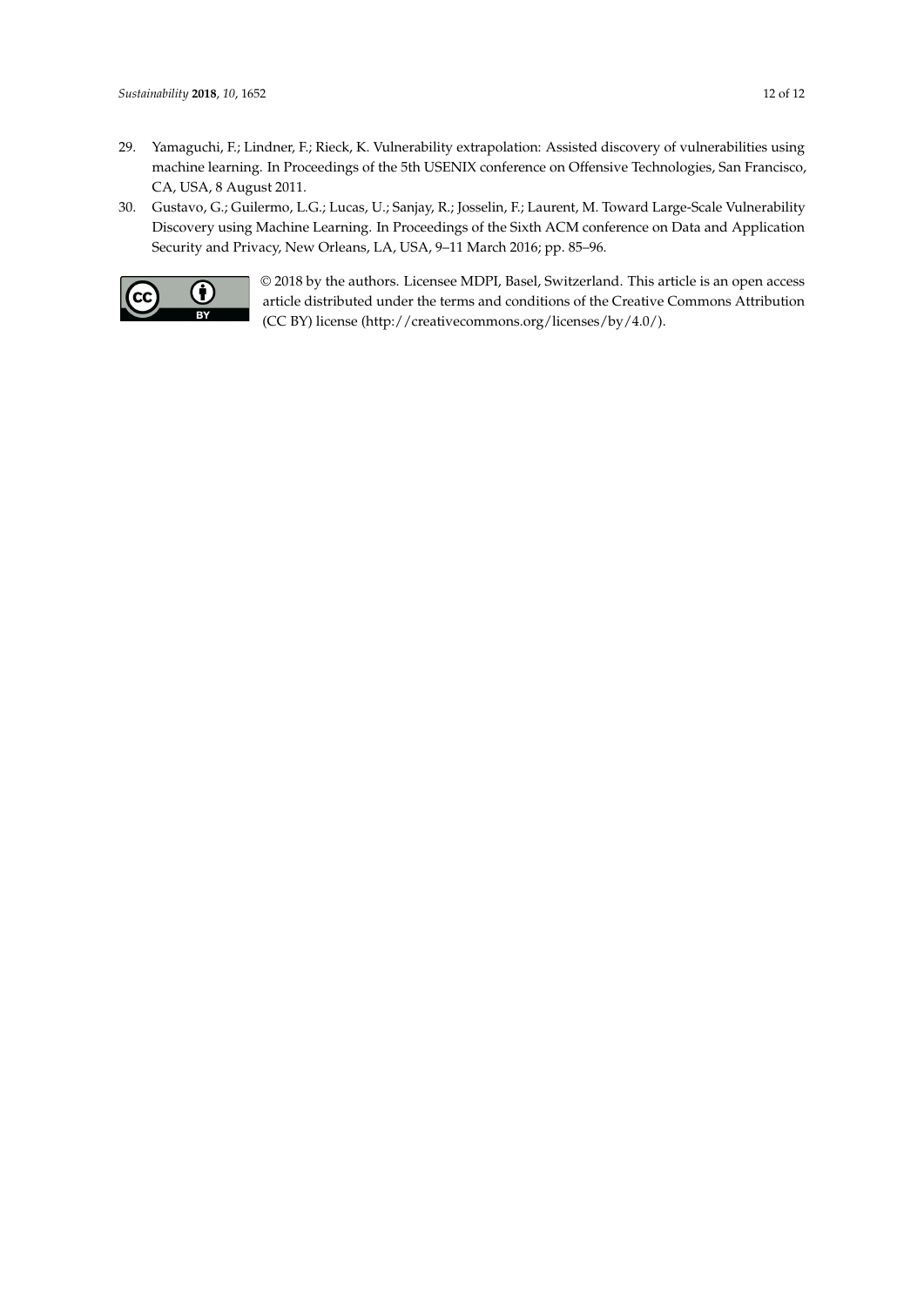29. Yamaguchi, F.; Lindner, F.; Rieck, K. Vulnerability extrapolation: Assisted discovery of vulnerabilities using machine learning. In Proceedings of the 5th USENIX conference on Offensive Technologies, San Francisco, CA, USA, 8 August 2011.
30. Gustavo, G.; Guilermo, L.G.; Lucas, U.; Sanjay, R.; Josselin, F.; Laurent, M. Toward Large-Scale Vulnerability Discovery using Machine Learning. In Proceedings of the Sixth ACM conference on Data and Application Security and Privacy, New Orleans, LA, USA, 9–11 March 2016; pp. 85–96.

© 2018 by the authors. Licensee MDPI, Basel, Switzerland. This article is an open access article distributed under the terms and conditions of the Creative Commons Attribution (CC BY) license (http://creativecommons.org/licenses/by/4.0/).